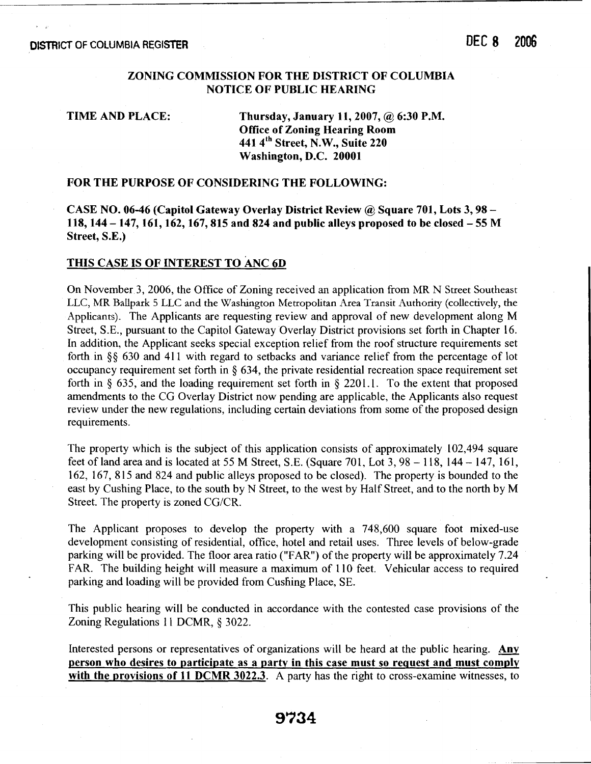## ZONING COMMISSION FOR THE DISTRICT OF COLUMBIA
## NOTICE OF PUBLIC HEARING

**TIME AND PLACE:** **Thursday, January 11, 2007, @ 6:30 P.M.**
**Office of Zoning Hearing Room**
**441 4th Street, N.W., Suite 220**
**Washington, D.C. 20001**

**FOR THE PURPOSE OF CONSIDERING THE FOLLOWING:**

**CASE NO. 06-46 (Capitol Gateway Overlay District Review @ Square 701, Lots 3, 98 – 118, 144 – 147, 161, 162, 167, 815 and 824 and public alleys proposed to be closed – 55 M Street, S.E.)**

**THIS CASE IS OF INTEREST TO ANC 6D**

On November 3, 2006, the Office of Zoning received an application from MR N Street Southeast LLC, MR Ballpark 5 LLC and the Washington Metropolitan Area Transit Authority (collectively, the Applicants). The Applicants are requesting review and approval of new development along M Street, S.E., pursuant to the Capitol Gateway Overlay District provisions set forth in Chapter 16. In addition, the Applicant seeks special exception relief from the roof structure requirements set forth in §§ 630 and 411 with regard to setbacks and variance relief from the percentage of lot occupancy requirement set forth in § 634, the private residential recreation space requirement set forth in § 635, and the loading requirement set forth in § 2201.1. To the extent that proposed amendments to the CG Overlay District now pending are applicable, the Applicants also request review under the new regulations, including certain deviations from some of the proposed design requirements.

The property which is the subject of this application consists of approximately 102,494 square feet of land area and is located at 55 M Street, S.E. (Square 701, Lot 3, 98 – 118, 144 – 147, 161, 162, 167, 815 and 824 and public alleys proposed to be closed). The property is bounded to the east by Cushing Place, to the south by N Street, to the west by Half Street, and to the north by M Street. The property is zoned CG/CR.

The Applicant proposes to develop the property with a 748,600 square foot mixed-use development consisting of residential, office, hotel and retail uses. Three levels of below-grade parking will be provided. The floor area ratio ("FAR") of the property will be approximately 7.24 FAR. The building height will measure a maximum of 110 feet. Vehicular access to required parking and loading will be provided from Cushing Place, SE.

This public hearing will be conducted in accordance with the contested case provisions of the Zoning Regulations 11 DCMR, § 3022.

Interested persons or representatives of organizations will be heard at the public hearing. **Any person who desires to participate as a party in this case must so request and must comply with the provisions of 11 DCMR 3022.3**. A party has the right to cross-examine witnesses, to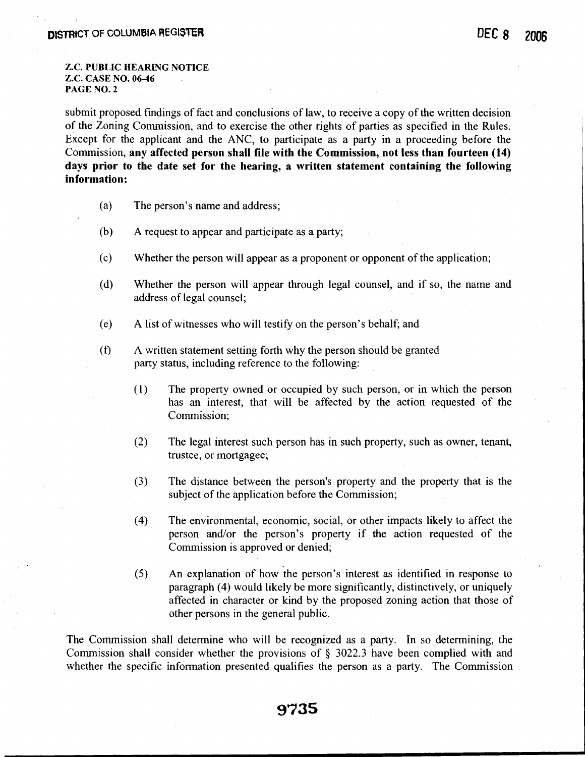**Z.C. PUBLIC HEARING NOTICE**
**Z.C. CASE NO. 06-46**
**PAGE NO. 2**

submit proposed findings of fact and conclusions of law, to receive a copy of the written decision of the Zoning Commission, and to exercise the other rights of parties as specified in the Rules. Except for the applicant and the ANC, to participate as a party in a proceeding before the Commission, **any affected person shall file with the Commission, not less than fourteen (14) days prior to the date set for the hearing, a written statement containing the following information:**

(a) The person's name and address;

(b) A request to appear and participate as a party;

(c) Whether the person will appear as a proponent or opponent of the application;

(d) Whether the person will appear through legal counsel, and if so, the name and address of legal counsel;

(e) A list of witnesses who will testify on the person's behalf; and

(f) A written statement setting forth why the person should be granted party status, including reference to the following:

(1) The property owned or occupied by such person, or in which the person has an interest, that will be affected by the action requested of the Commission;

(2) The legal interest such person has in such property, such as owner, tenant, trustee, or mortgagee;

(3) The distance between the person's property and the property that is the subject of the application before the Commission;

(4) The environmental, economic, social, or other impacts likely to affect the person and/or the person's property if the action requested of the Commission is approved or denied;

(5) An explanation of how the person's interest as identified in response to paragraph (4) would likely be more significantly, distinctively, or uniquely affected in character or kind by the proposed zoning action that those of other persons in the general public.

The Commission shall determine who will be recognized as a party. In so determining, the Commission shall consider whether the provisions of § 3022.3 have been complied with and whether the specific information presented qualifies the person as a party. The Commission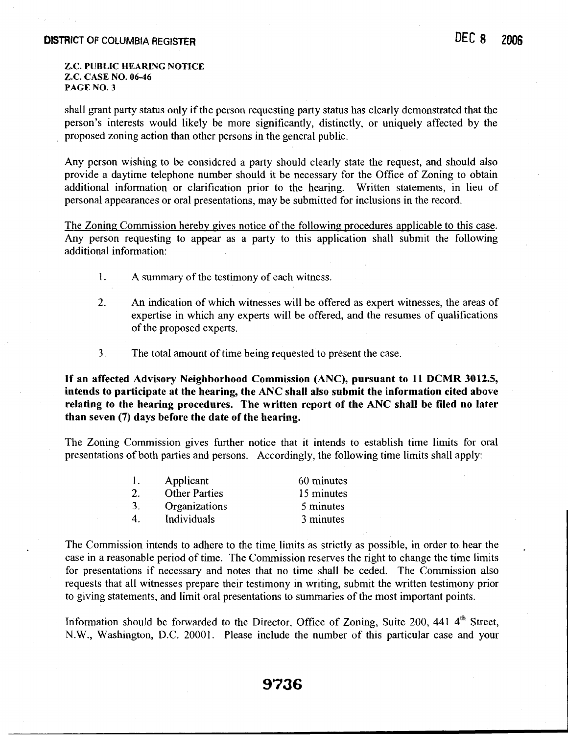**Z.C. PUBLIC HEARING NOTICE**
**Z.C. CASE NO. 06-46**
**PAGE NO. 3**

shall grant party status only if the person requesting party status has clearly demonstrated that the person's interests would likely be more significantly, distinctly, or uniquely affected by the proposed zoning action than other persons in the general public.

Any person wishing to be considered a party should clearly state the request, and should also provide a daytime telephone number should it be necessary for the Office of Zoning to obtain additional information or clarification prior to the hearing. Written statements, in lieu of personal appearances or oral presentations, may be submitted for inclusions in the record.

The Zoning Commission hereby gives notice of the following procedures applicable to this case. Any person requesting to appear as a party to this application shall submit the following additional information:

1. A summary of the testimony of each witness.

2. An indication of which witnesses will be offered as expert witnesses, the areas of expertise in which any experts will be offered, and the resumes of qualifications of the proposed experts.

3. The total amount of time being requested to present the case.

**If an affected Advisory Neighborhood Commission (ANC), pursuant to 11 DCMR 3012.5, intends to participate at the hearing, the ANC shall also submit the information cited above relating to the hearing procedures. The written report of the ANC shall be filed no later than seven (7) days before the date of the hearing.**

The Zoning Commission gives further notice that it intends to establish time limits for oral presentations of both parties and persons. Accordingly, the following time limits shall apply:

| | | |
|---|---|---|
| 1. | Applicant | 60 minutes |
| 2. | Other Parties | 15 minutes |
| 3. | Organizations | 5 minutes |
| 4. | Individuals | 3 minutes |

The Commission intends to adhere to the time limits as strictly as possible, in order to hear the case in a reasonable period of time. The Commission reserves the right to change the time limits for presentations if necessary and notes that no time shall be ceded. The Commission also requests that all witnesses prepare their testimony in writing, submit the written testimony prior to giving statements, and limit oral presentations to summaries of the most important points.

Information should be forwarded to the Director, Office of Zoning, Suite 200, 441 4th Street, N.W., Washington, D.C. 20001. Please include the number of this particular case and your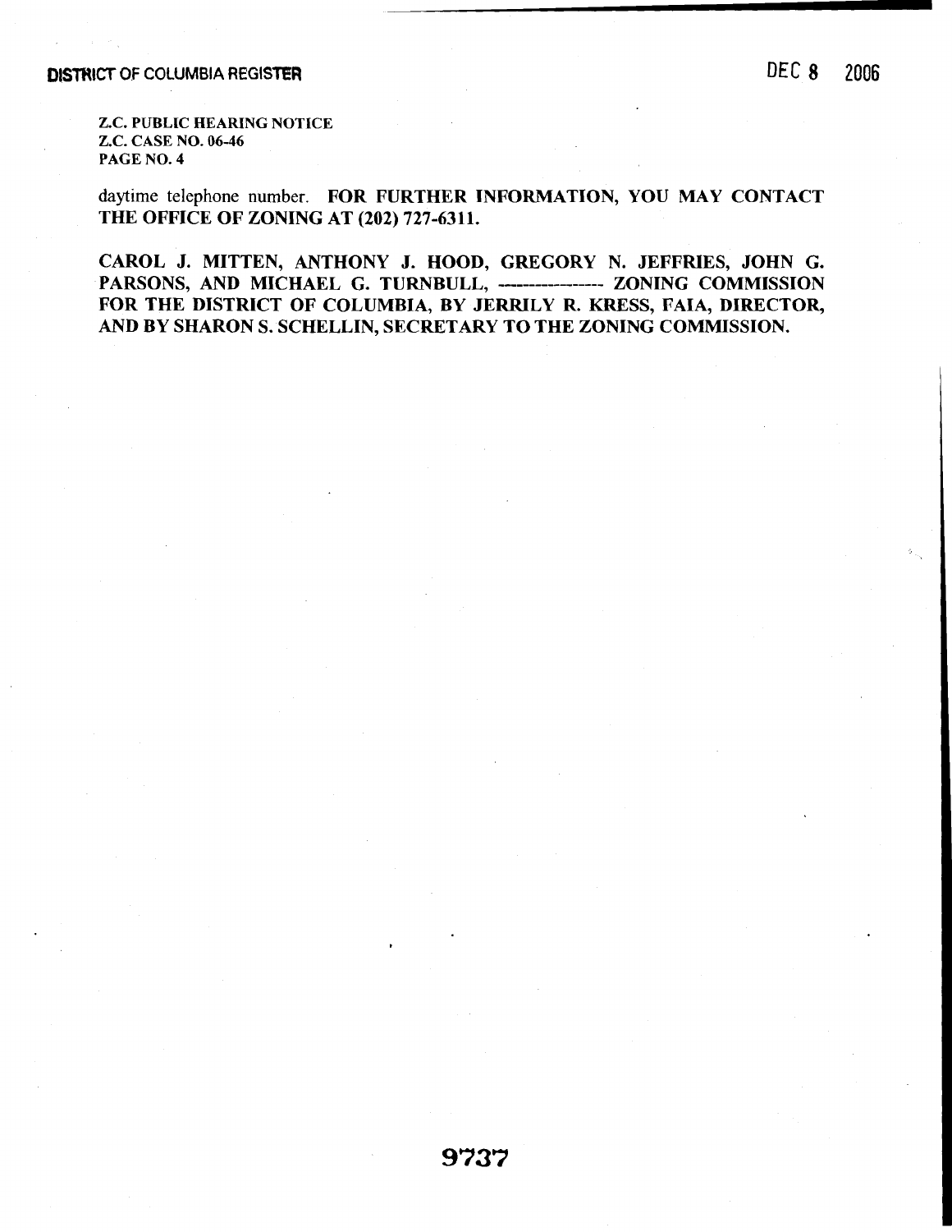daytime telephone number. **FOR FURTHER INFORMATION, YOU MAY CONTACT THE OFFICE OF ZONING AT (202) 727-6311.**

**CAROL J. MITTEN, ANTHONY J. HOOD, GREGORY N. JEFFRIES, JOHN G. PARSONS, AND MICHAEL G. TURNBULL, ---------------- ZONING COMMISSION FOR THE DISTRICT OF COLUMBIA, BY JERRILY R. KRESS, FAIA, DIRECTOR, AND BY SHARON S. SCHELLIN, SECRETARY TO THE ZONING COMMISSION.**